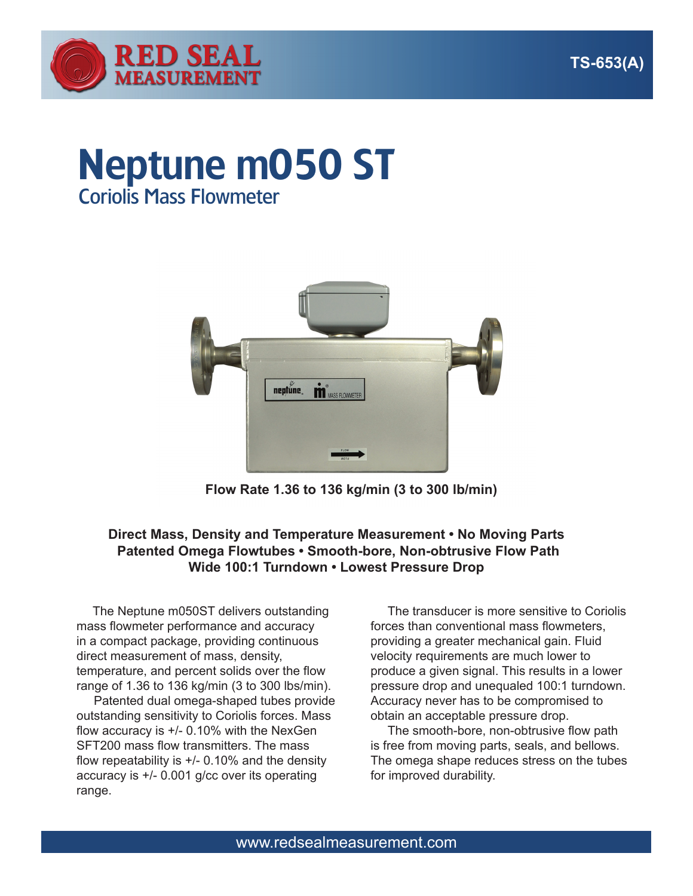RED SEAL MEASUREMENT

TS-653(A)

# Neptune m050 ST

## Coriolis Mass Flowmeter

**Flow Rate 1.36 to 136 kg/min (3 to 300 lb/min)**

**Direct Mass, Density and Temperature Measurement • No Moving Parts**
**Patented Omega Flowtubes • Smooth-bore, Non-obtrusive Flow Path**
**Wide 100:1 Turndown • Lowest Pressure Drop**

The Neptune m050ST delivers outstanding mass flowmeter performance and accuracy in a compact package, providing continuous direct measurement of mass, density, temperature, and percent solids over the flow range of 1.36 to 136 kg/min (3 to 300 lbs/min).

Patented dual omega-shaped tubes provide outstanding sensitivity to Coriolis forces. Mass flow accuracy is +/- 0.10% with the NexGen SFT200 mass flow transmitters. The mass flow repeatability is +/- 0.10% and the density accuracy is +/- 0.001 g/cc over its operating range.

The transducer is more sensitive to Coriolis forces than conventional mass flowmeters, providing a greater mechanical gain. Fluid velocity requirements are much lower to produce a given signal. This results in a lower pressure drop and unequaled 100:1 turndown. Accuracy never has to be compromised to obtain an acceptable pressure drop.

The smooth-bore, non-obtrusive flow path is free from moving parts, seals, and bellows. The omega shape reduces stress on the tubes for improved durability.

www.redsealmeasurement.com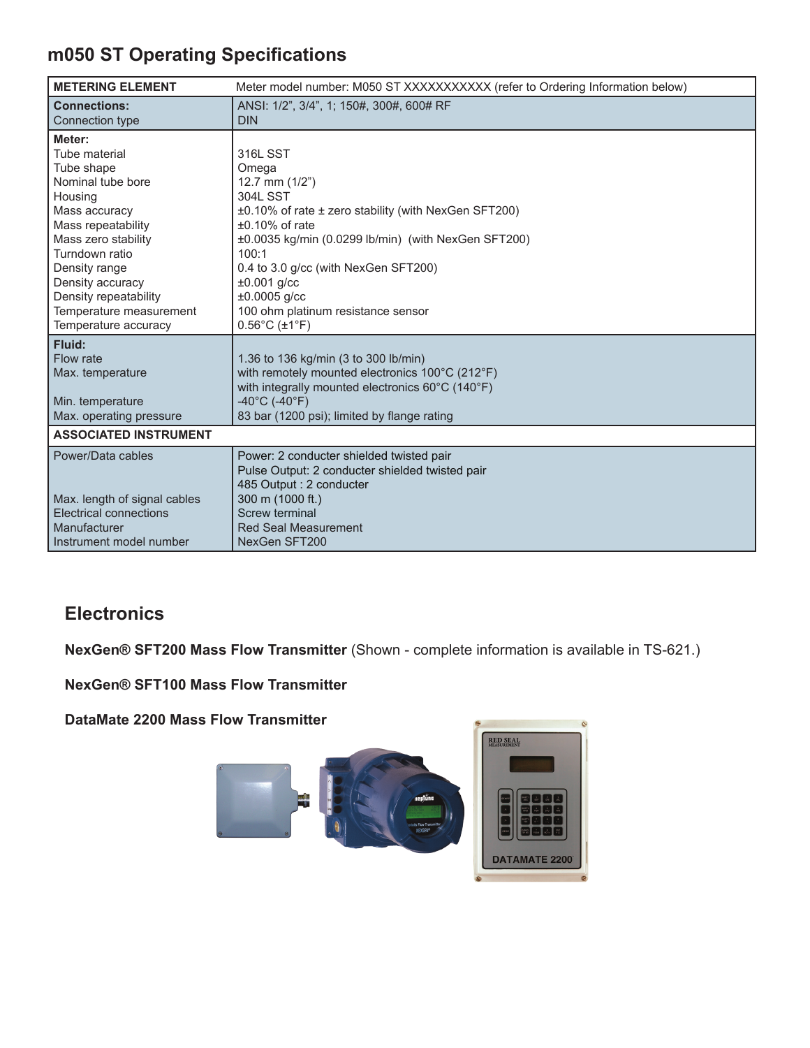## m050 ST Operating Specifications

| METERING ELEMENT | Meter model number: M050 ST XXXXXXXXXXX (refer to Ordering Information below) |
|---|---|
| **Connections:** | ANSI: 1/2", 3/4", 1; 150#, 300#, 600# RF |
| Connection type | DIN |
| **Meter:** | |
| Tube material | 316L SST |
| Tube shape | Omega |
| Nominal tube bore | 12.7 mm (1/2") |
| Housing | 304L SST |
| Mass accuracy | ±0.10% of rate ± zero stability (with NexGen SFT200) |
| Mass repeatability | ±0.10% of rate |
| Mass zero stability | ±0.0035 kg/min (0.0299 lb/min) (with NexGen SFT200) |
| Turndown ratio | 100:1 |
| Density range | 0.4 to 3.0 g/cc (with NexGen SFT200) |
| Density accuracy | ±0.001 g/cc |
| Density repeatability | ±0.0005 g/cc |
| Temperature measurement | 100 ohm platinum resistance sensor |
| Temperature accuracy | 0.56°C (±1°F) |
| **Fluid:** | |
| Flow rate | 1.36 to 136 kg/min (3 to 300 lb/min) |
| Max. temperature | with remotely mounted electronics 100°C (212°F)<br>with integrally mounted electronics 60°C (140°F) |
| Min. temperature | -40°C (-40°F) |
| Max. operating pressure | 83 bar (1200 psi); limited by flange rating |
| **ASSOCIATED INSTRUMENT** | |
| Power/Data cables | Power: 2 conducter shielded twisted pair<br>Pulse Output: 2 conducter shielded twisted pair<br>485 Output : 2 conducter |
| Max. length of signal cables | 300 m (1000 ft.) |
| Electrical connections | Screw terminal |
| Manufacturer | Red Seal Measurement |
| Instrument model number | NexGen SFT200 |

## Electronics

**NexGen® SFT200 Mass Flow Transmitter** (Shown - complete information is available in TS-621.)

**NexGen® SFT100 Mass Flow Transmitter**

**DataMate 2200 Mass Flow Transmitter**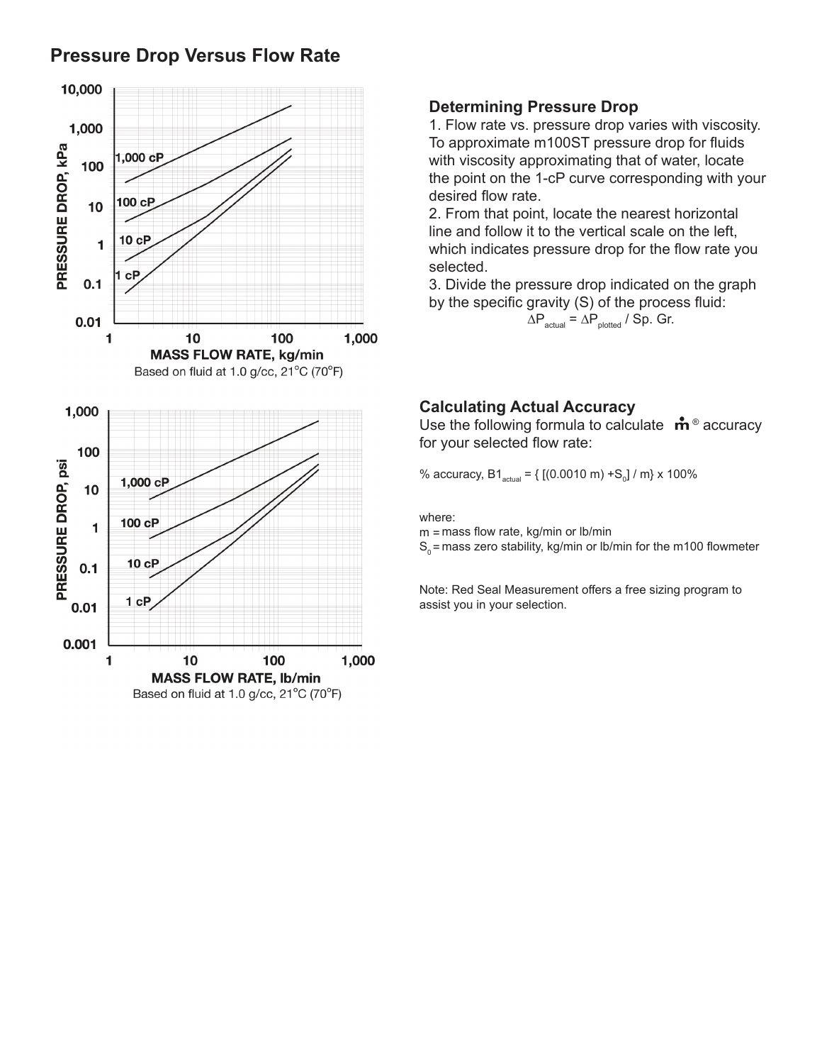## Pressure Drop Versus Flow Rate

Based on fluid at 1.0 g/cc, 21°C (70°F)

Based on fluid at 1.0 g/cc, 21°C (70°F)

### Determining Pressure Drop

1. Flow rate vs. pressure drop varies with viscosity. To approximate m100ST pressure drop for fluids with viscosity approximating that of water, locate the point on the 1-cP curve corresponding with your desired flow rate.
2. From that point, locate the nearest horizontal line and follow it to the vertical scale on the left, which indicates pressure drop for the flow rate you selected.
3. Divide the pressure drop indicated on the graph by the specific gravity (S) of the process fluid:

$$\Delta P_{actual} = \Delta P_{plotted} / \text{Sp. Gr.}$$

### Calculating Actual Accuracy

Use the following formula to calculate $\dot{m}$® accuracy for your selected flow rate:

% accuracy, $B1_{actual} = \{ [(0.0010\ m) + S_0] / m\} \times 100\%$

where:
m = mass flow rate, kg/min or lb/min
$S_0$ = mass zero stability, kg/min or lb/min for the m100 flowmeter

Note: Red Seal Measurement offers a free sizing program to assist you in your selection.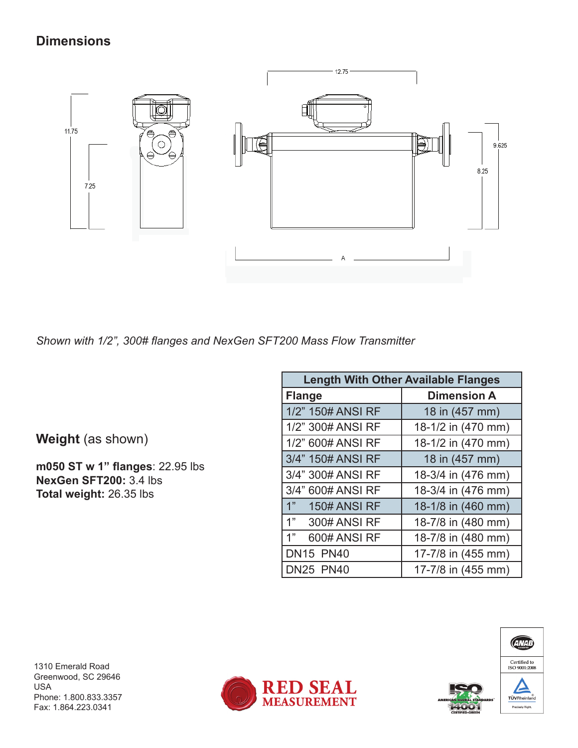## Dimensions

12.75

11.75

7.25

9.625

8.25

A

*Shown with 1/2", 300# flanges and NexGen SFT200 Mass Flow Transmitter*

**Weight** (as shown)

**m050 ST w 1" flanges**: 22.95 lbs
**NexGen SFT200:** 3.4 lbs
**Total weight:** 26.35 lbs

| Length With Other Available Flanges | |
|---|---|
| **Flange** | **Dimension A** |
| 1/2" 150# ANSI RF | 18 in (457 mm) |
| 1/2" 300# ANSI RF | 18-1/2 in (470 mm) |
| 1/2" 600# ANSI RF | 18-1/2 in (470 mm) |
| 3/4" 150# ANSI RF | 18 in (457 mm) |
| 3/4" 300# ANSI RF | 18-3/4 in (476 mm) |
| 3/4" 600# ANSI RF | 18-3/4 in (476 mm) |
| 1" 150# ANSI RF | 18-1/8 in (460 mm) |
| 1" 300# ANSI RF | 18-7/8 in (480 mm) |
| 1" 600# ANSI RF | 18-7/8 in (480 mm) |
| DN15 PN40 | 17-7/8 in (455 mm) |
| DN25 PN40 | 17-7/8 in (455 mm) |

1310 Emerald Road
Greenwood, SC 29646
USA
Phone: 1.800.833.3357
Fax: 1.864.223.0341

RED SEAL MEASUREMENT

Certified to ISO 9001:2008